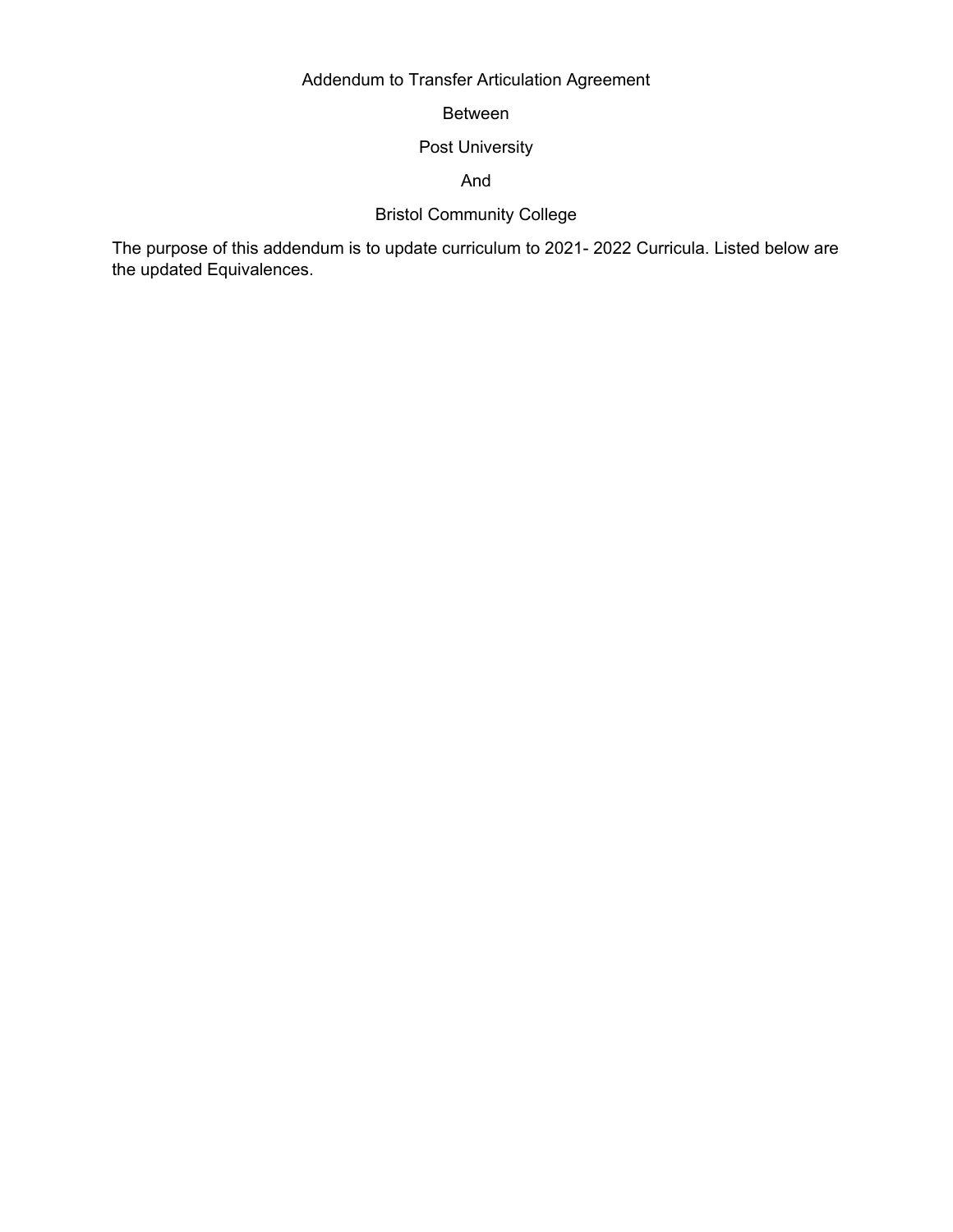Addendum to Transfer Articulation Agreement

Between

Post University

And

Bristol Community College

The purpose of this addendum is to update curriculum to 2021- 2022 Curricula. Listed below are the updated Equivalences.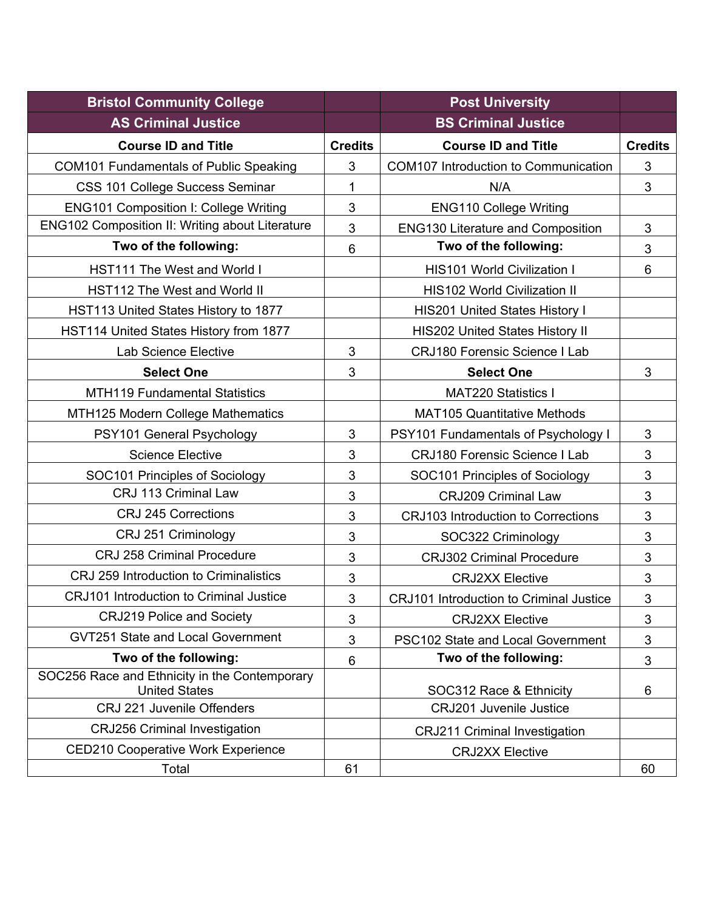| Bristol Community College | | Post University | |
|---|---|---|---|
| AS Criminal Justice | | BS Criminal Justice | |
| **Course ID and Title** | **Credits** | **Course ID and Title** | **Credits** |
| COM101 Fundamentals of Public Speaking | 3 | COM107 Introduction to Communication | 3 |
| CSS 101 College Success Seminar | 1 | N/A | 3 |
| ENG101 Composition I: College Writing | 3 | ENG110 College Writing | |
| ENG102 Composition II: Writing about Literature | 3 | ENG130 Literature and Composition | 3 |
| **Two of the following:** | 6 | **Two of the following:** | 3 |
| HST111 The West and World I | | HIS101 World Civilization I | 6 |
| HST112 The West and World II | | HIS102 World Civilization II | |
| HST113 United States History to 1877 | | HIS201 United States History I | |
| HST114 United States History from 1877 | | HIS202 United States History II | |
| Lab Science Elective | 3 | CRJ180 Forensic Science I Lab | |
| **Select One** | 3 | **Select One** | 3 |
| MTH119 Fundamental Statistics | | MAT220 Statistics I | |
| MTH125 Modern College Mathematics | | MAT105 Quantitative Methods | |
| PSY101 General Psychology | 3 | PSY101 Fundamentals of Psychology I | 3 |
| Science Elective | 3 | CRJ180 Forensic Science I Lab | 3 |
| SOC101 Principles of Sociology | 3 | SOC101 Principles of Sociology | 3 |
| CRJ 113 Criminal Law | 3 | CRJ209 Criminal Law | 3 |
| CRJ 245 Corrections | 3 | CRJ103 Introduction to Corrections | 3 |
| CRJ 251 Criminology | 3 | SOC322 Criminology | 3 |
| CRJ 258 Criminal Procedure | 3 | CRJ302 Criminal Procedure | 3 |
| CRJ 259 Introduction to Criminalistics | 3 | CRJ2XX Elective | 3 |
| CRJ101 Introduction to Criminal Justice | 3 | CRJ101 Introduction to Criminal Justice | 3 |
| CRJ219 Police and Society | 3 | CRJ2XX Elective | 3 |
| GVT251 State and Local Government | 3 | PSC102 State and Local Government | 3 |
| **Two of the following:** | 6 | **Two of the following:** | 3 |
| SOC256 Race and Ethnicity in the Contemporary United States | | SOC312 Race & Ethnicity | 6 |
| CRJ 221 Juvenile Offenders | | CRJ201 Juvenile Justice | |
| CRJ256 Criminal Investigation | | CRJ211 Criminal Investigation | |
| CED210 Cooperative Work Experience | | CRJ2XX Elective | |
| Total | 61 | | 60 |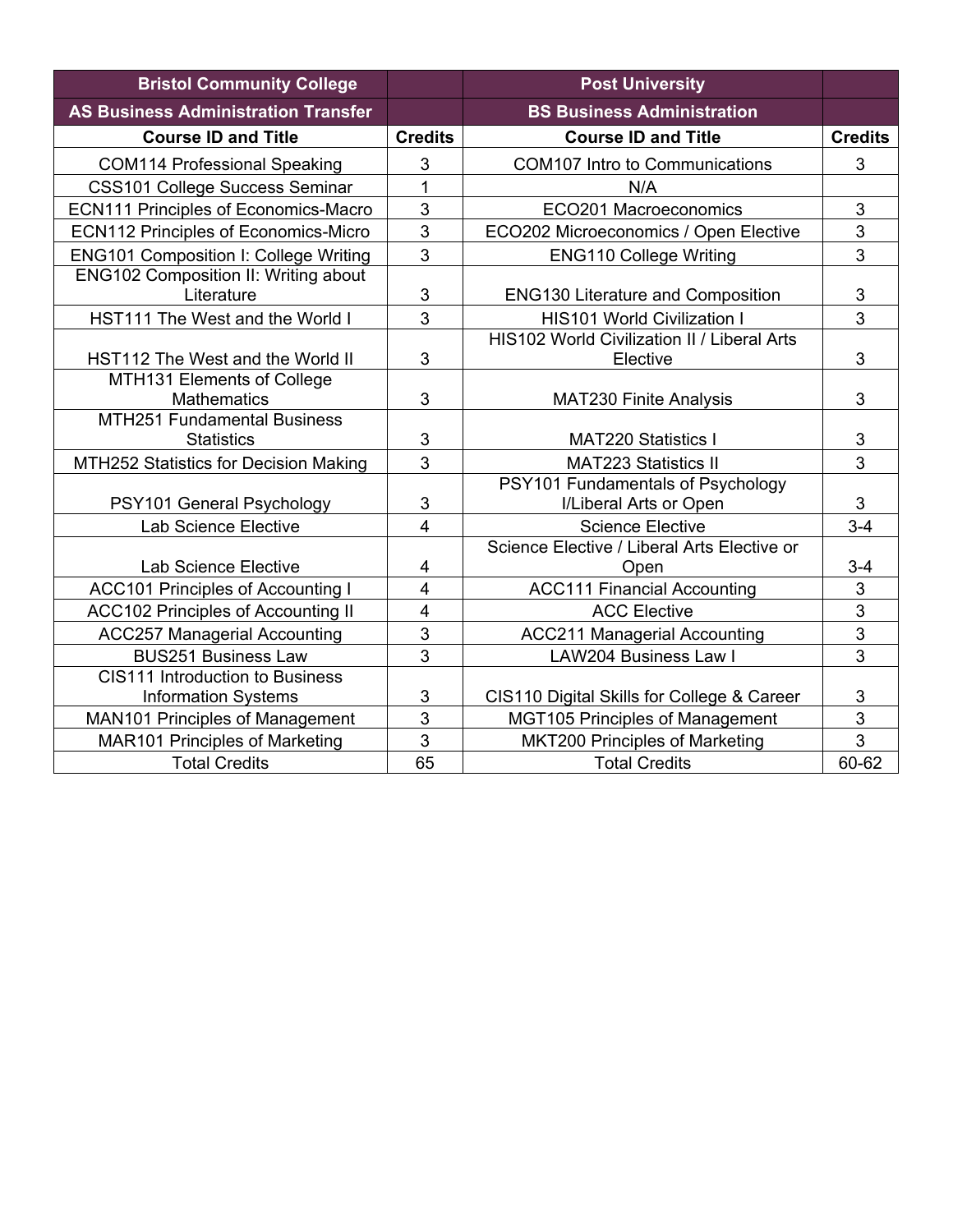| Bristol Community College | | Post University | |
|---|---|---|---|
| AS Business Administration Transfer | | BS Business Administration | |
| **Course ID and Title** | **Credits** | **Course ID and Title** | **Credits** |
| COM114 Professional Speaking | 3 | COM107 Intro to Communications | 3 |
| CSS101 College Success Seminar | 1 | N/A | |
| ECN111 Principles of Economics-Macro | 3 | ECO201 Macroeconomics | 3 |
| ECN112 Principles of Economics-Micro | 3 | ECO202 Microeconomics / Open Elective | 3 |
| ENG101 Composition I: College Writing | 3 | ENG110 College Writing | 3 |
| ENG102 Composition II: Writing about Literature | 3 | ENG130 Literature and Composition | 3 |
| HST111 The West and the World I | 3 | HIS101 World Civilization I | 3 |
| HST112 The West and the World II | 3 | HIS102 World Civilization II / Liberal Arts Elective | 3 |
| MTH131 Elements of College Mathematics | 3 | MAT230 Finite Analysis | 3 |
| MTH251 Fundamental Business Statistics | 3 | MAT220 Statistics I | 3 |
| MTH252 Statistics for Decision Making | 3 | MAT223 Statistics II | 3 |
| PSY101 General Psychology | 3 | PSY101 Fundamentals of Psychology I/Liberal Arts or Open | 3 |
| Lab Science Elective | 4 | Science Elective | 3-4 |
| Lab Science Elective | 4 | Science Elective / Liberal Arts Elective or Open | 3-4 |
| ACC101 Principles of Accounting I | 4 | ACC111 Financial Accounting | 3 |
| ACC102 Principles of Accounting II | 4 | ACC Elective | 3 |
| ACC257 Managerial Accounting | 3 | ACC211 Managerial Accounting | 3 |
| BUS251 Business Law | 3 | LAW204 Business Law I | 3 |
| CIS111 Introduction to Business Information Systems | 3 | CIS110 Digital Skills for College & Career | 3 |
| MAN101 Principles of Management | 3 | MGT105 Principles of Management | 3 |
| MAR101 Principles of Marketing | 3 | MKT200 Principles of Marketing | 3 |
| Total Credits | 65 | Total Credits | 60-62 |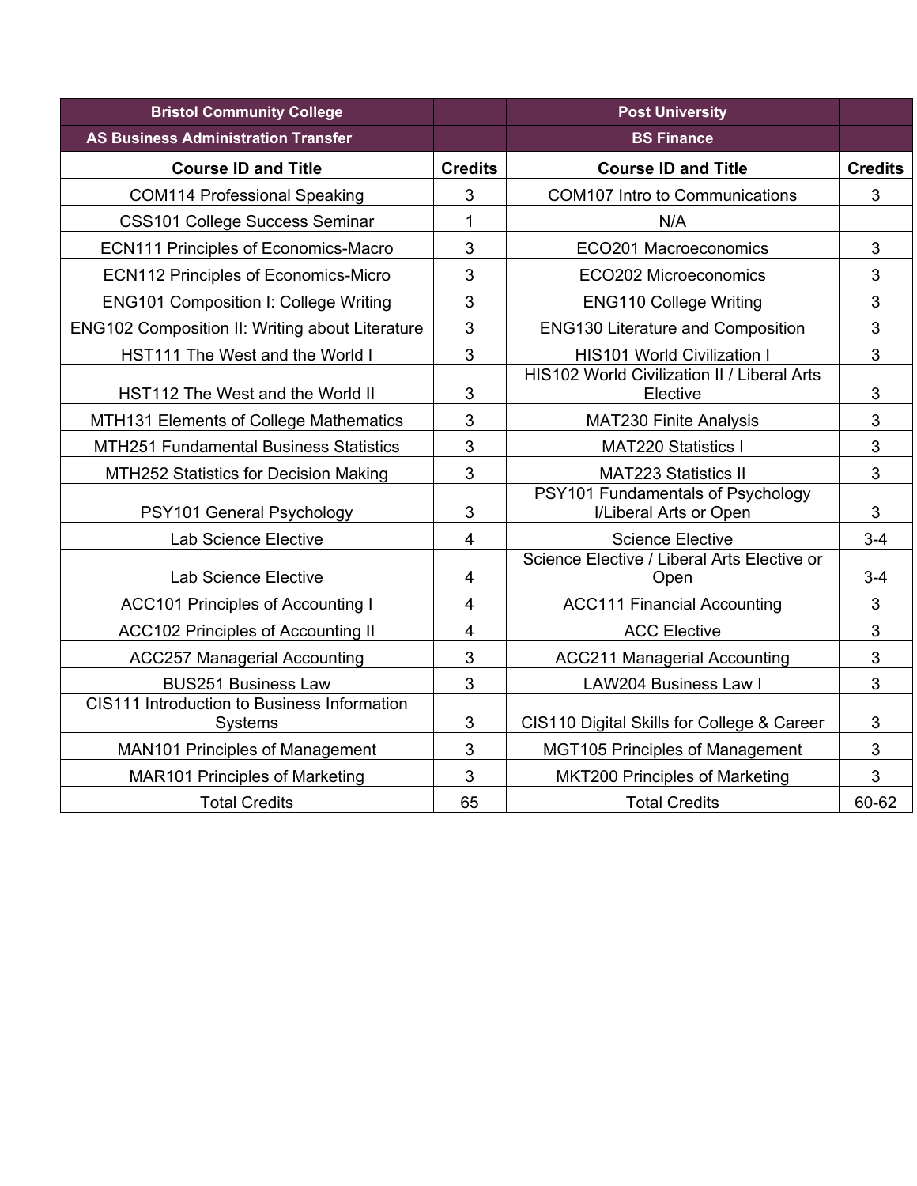| Bristol Community College | | Post University | |
|---|---|---|---|
| AS Business Administration Transfer | | BS Finance | |
| **Course ID and Title** | **Credits** | **Course ID and Title** | **Credits** |
| COM114 Professional Speaking | 3 | COM107 Intro to Communications | 3 |
| CSS101 College Success Seminar | 1 | N/A | |
| ECN111 Principles of Economics-Macro | 3 | ECO201 Macroeconomics | 3 |
| ECN112 Principles of Economics-Micro | 3 | ECO202 Microeconomics | 3 |
| ENG101 Composition I: College Writing | 3 | ENG110 College Writing | 3 |
| ENG102 Composition II: Writing about Literature | 3 | ENG130 Literature and Composition | 3 |
| HST111 The West and the World I | 3 | HIS101 World Civilization I | 3 |
| HST112 The West and the World II | 3 | HIS102 World Civilization II / Liberal Arts Elective | 3 |
| MTH131 Elements of College Mathematics | 3 | MAT230 Finite Analysis | 3 |
| MTH251 Fundamental Business Statistics | 3 | MAT220 Statistics I | 3 |
| MTH252 Statistics for Decision Making | 3 | MAT223 Statistics II | 3 |
| PSY101 General Psychology | 3 | PSY101 Fundamentals of Psychology I/Liberal Arts or Open | 3 |
| Lab Science Elective | 4 | Science Elective | 3-4 |
| Lab Science Elective | 4 | Science Elective / Liberal Arts Elective or Open | 3-4 |
| ACC101 Principles of Accounting I | 4 | ACC111 Financial Accounting | 3 |
| ACC102 Principles of Accounting II | 4 | ACC Elective | 3 |
| ACC257 Managerial Accounting | 3 | ACC211 Managerial Accounting | 3 |
| BUS251 Business Law | 3 | LAW204 Business Law I | 3 |
| CIS111 Introduction to Business Information Systems | 3 | CIS110 Digital Skills for College & Career | 3 |
| MAN101 Principles of Management | 3 | MGT105 Principles of Management | 3 |
| MAR101 Principles of Marketing | 3 | MKT200 Principles of Marketing | 3 |
| Total Credits | 65 | Total Credits | 60-62 |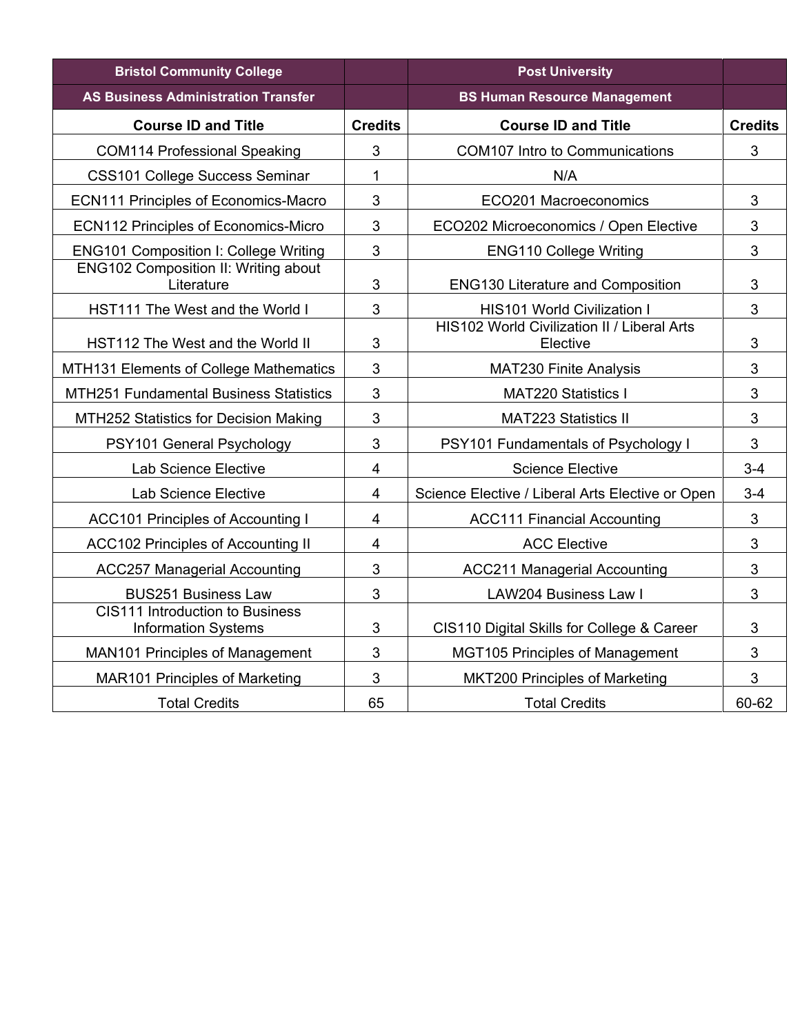| Bristol Community College | | Post University | |
|---|---|---|---|
| AS Business Administration Transfer | | BS Human Resource Management | |
| **Course ID and Title** | **Credits** | **Course ID and Title** | **Credits** |
| COM114 Professional Speaking | 3 | COM107 Intro to Communications | 3 |
| CSS101 College Success Seminar | 1 | N/A | |
| ECN111 Principles of Economics-Macro | 3 | ECO201 Macroeconomics | 3 |
| ECN112 Principles of Economics-Micro | 3 | ECO202 Microeconomics / Open Elective | 3 |
| ENG101 Composition I: College Writing | 3 | ENG110 College Writing | 3 |
| ENG102 Composition II: Writing about Literature | 3 | ENG130 Literature and Composition | 3 |
| HST111 The West and the World I | 3 | HIS101 World Civilization I | 3 |
| HST112 The West and the World II | 3 | HIS102 World Civilization II / Liberal Arts Elective | 3 |
| MTH131 Elements of College Mathematics | 3 | MAT230 Finite Analysis | 3 |
| MTH251 Fundamental Business Statistics | 3 | MAT220 Statistics I | 3 |
| MTH252 Statistics for Decision Making | 3 | MAT223 Statistics II | 3 |
| PSY101 General Psychology | 3 | PSY101 Fundamentals of Psychology I | 3 |
| Lab Science Elective | 4 | Science Elective | 3-4 |
| Lab Science Elective | 4 | Science Elective / Liberal Arts Elective or Open | 3-4 |
| ACC101 Principles of Accounting I | 4 | ACC111 Financial Accounting | 3 |
| ACC102 Principles of Accounting II | 4 | ACC Elective | 3 |
| ACC257 Managerial Accounting | 3 | ACC211 Managerial Accounting | 3 |
| BUS251 Business Law | 3 | LAW204 Business Law I | 3 |
| CIS111 Introduction to Business Information Systems | 3 | CIS110 Digital Skills for College & Career | 3 |
| MAN101 Principles of Management | 3 | MGT105 Principles of Management | 3 |
| MAR101 Principles of Marketing | 3 | MKT200 Principles of Marketing | 3 |
| Total Credits | 65 | Total Credits | 60-62 |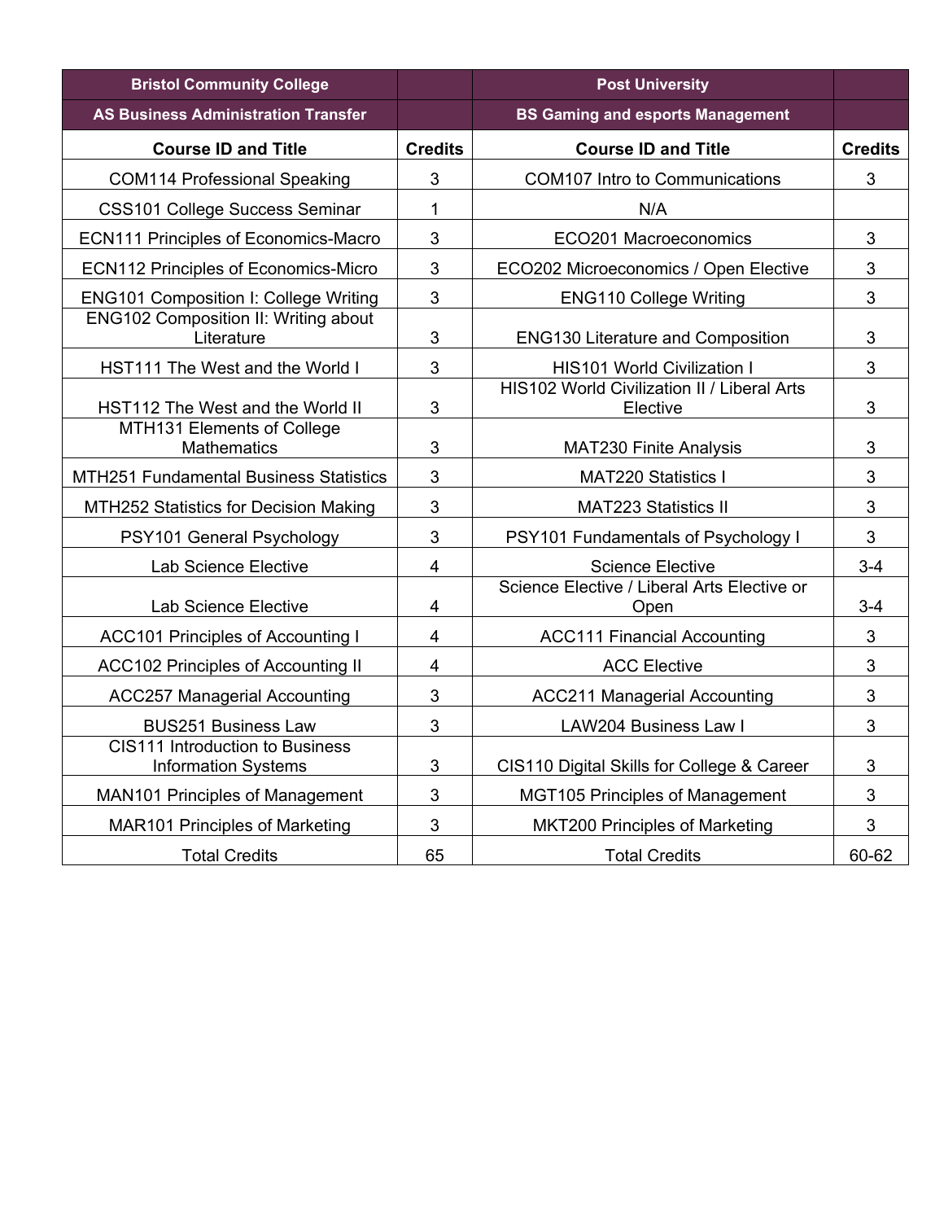| Bristol Community College | | Post University | |
|---|---|---|---|
| AS Business Administration Transfer | | BS Gaming and esports Management | |
| **Course ID and Title** | **Credits** | **Course ID and Title** | **Credits** |
| COM114 Professional Speaking | 3 | COM107 Intro to Communications | 3 |
| CSS101 College Success Seminar | 1 | N/A | |
| ECN111 Principles of Economics-Macro | 3 | ECO201 Macroeconomics | 3 |
| ECN112 Principles of Economics-Micro | 3 | ECO202 Microeconomics / Open Elective | 3 |
| ENG101 Composition I: College Writing | 3 | ENG110 College Writing | 3 |
| ENG102 Composition II: Writing about Literature | 3 | ENG130 Literature and Composition | 3 |
| HST111 The West and the World I | 3 | HIS101 World Civilization I | 3 |
| HST112 The West and the World II | 3 | HIS102 World Civilization II / Liberal Arts Elective | 3 |
| MTH131 Elements of College Mathematics | 3 | MAT230 Finite Analysis | 3 |
| MTH251 Fundamental Business Statistics | 3 | MAT220 Statistics I | 3 |
| MTH252 Statistics for Decision Making | 3 | MAT223 Statistics II | 3 |
| PSY101 General Psychology | 3 | PSY101 Fundamentals of Psychology I | 3 |
| Lab Science Elective | 4 | Science Elective | 3-4 |
| Lab Science Elective | 4 | Science Elective / Liberal Arts Elective or Open | 3-4 |
| ACC101 Principles of Accounting I | 4 | ACC111 Financial Accounting | 3 |
| ACC102 Principles of Accounting II | 4 | ACC Elective | 3 |
| ACC257 Managerial Accounting | 3 | ACC211 Managerial Accounting | 3 |
| BUS251 Business Law | 3 | LAW204 Business Law I | 3 |
| CIS111 Introduction to Business Information Systems | 3 | CIS110 Digital Skills for College & Career | 3 |
| MAN101 Principles of Management | 3 | MGT105 Principles of Management | 3 |
| MAR101 Principles of Marketing | 3 | MKT200 Principles of Marketing | 3 |
| Total Credits | 65 | Total Credits | 60-62 |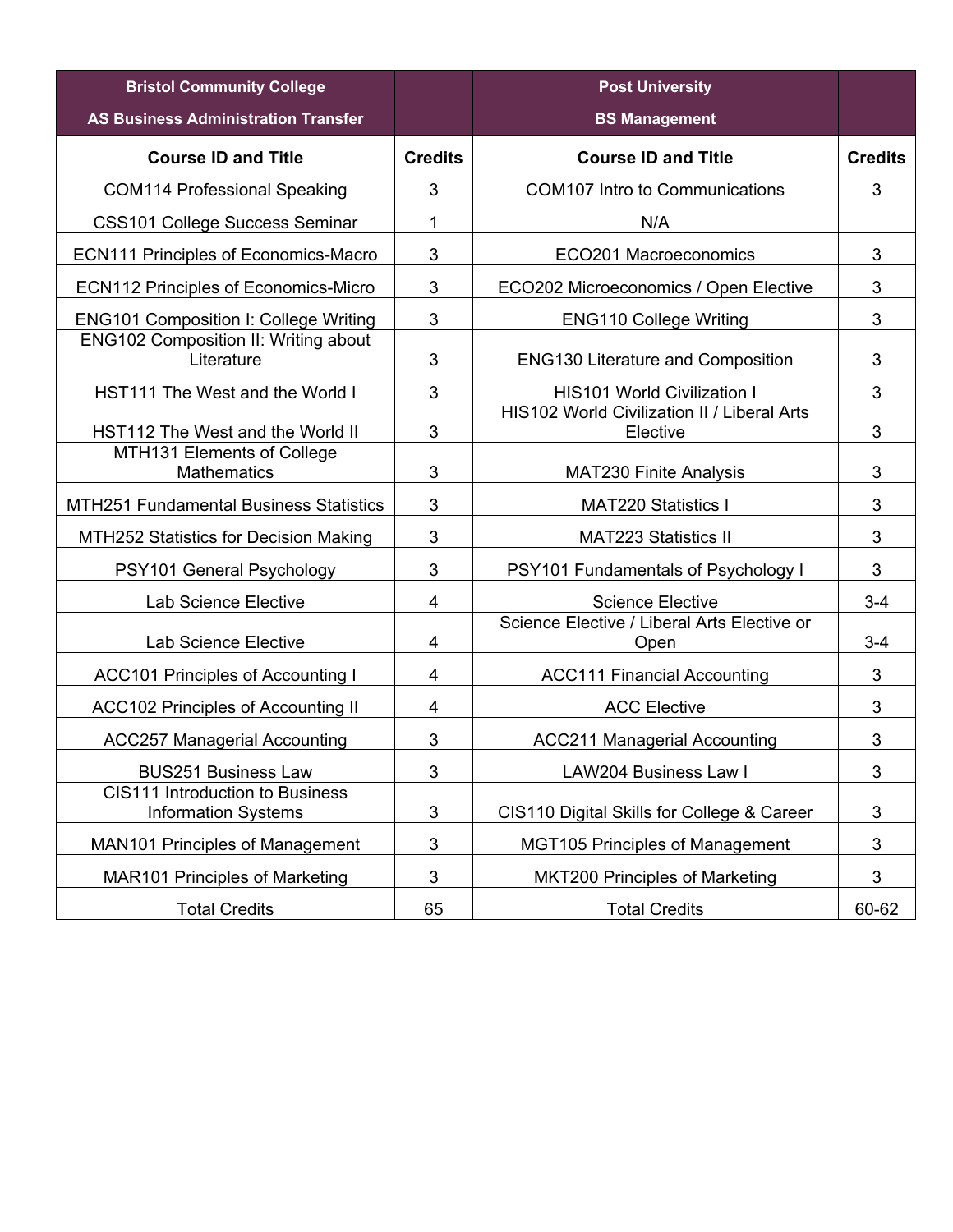| Bristol Community College | | Post University | |
|---|---|---|---|
| AS Business Administration Transfer | | BS Management | |
| **Course ID and Title** | **Credits** | **Course ID and Title** | **Credits** |
| COM114 Professional Speaking | 3 | COM107 Intro to Communications | 3 |
| CSS101 College Success Seminar | 1 | N/A | |
| ECN111 Principles of Economics-Macro | 3 | ECO201 Macroeconomics | 3 |
| ECN112 Principles of Economics-Micro | 3 | ECO202 Microeconomics / Open Elective | 3 |
| ENG101 Composition I: College Writing | 3 | ENG110 College Writing | 3 |
| ENG102 Composition II: Writing about Literature | 3 | ENG130 Literature and Composition | 3 |
| HST111 The West and the World I | 3 | HIS101 World Civilization I | 3 |
| HST112 The West and the World II | 3 | HIS102 World Civilization II / Liberal Arts Elective | 3 |
| MTH131 Elements of College Mathematics | 3 | MAT230 Finite Analysis | 3 |
| MTH251 Fundamental Business Statistics | 3 | MAT220 Statistics I | 3 |
| MTH252 Statistics for Decision Making | 3 | MAT223 Statistics II | 3 |
| PSY101 General Psychology | 3 | PSY101 Fundamentals of Psychology I | 3 |
| Lab Science Elective | 4 | Science Elective | 3-4 |
| Lab Science Elective | 4 | Science Elective / Liberal Arts Elective or Open | 3-4 |
| ACC101 Principles of Accounting I | 4 | ACC111 Financial Accounting | 3 |
| ACC102 Principles of Accounting II | 4 | ACC Elective | 3 |
| ACC257 Managerial Accounting | 3 | ACC211 Managerial Accounting | 3 |
| BUS251 Business Law | 3 | LAW204 Business Law I | 3 |
| CIS111 Introduction to Business Information Systems | 3 | CIS110 Digital Skills for College & Career | 3 |
| MAN101 Principles of Management | 3 | MGT105 Principles of Management | 3 |
| MAR101 Principles of Marketing | 3 | MKT200 Principles of Marketing | 3 |
| Total Credits | 65 | Total Credits | 60-62 |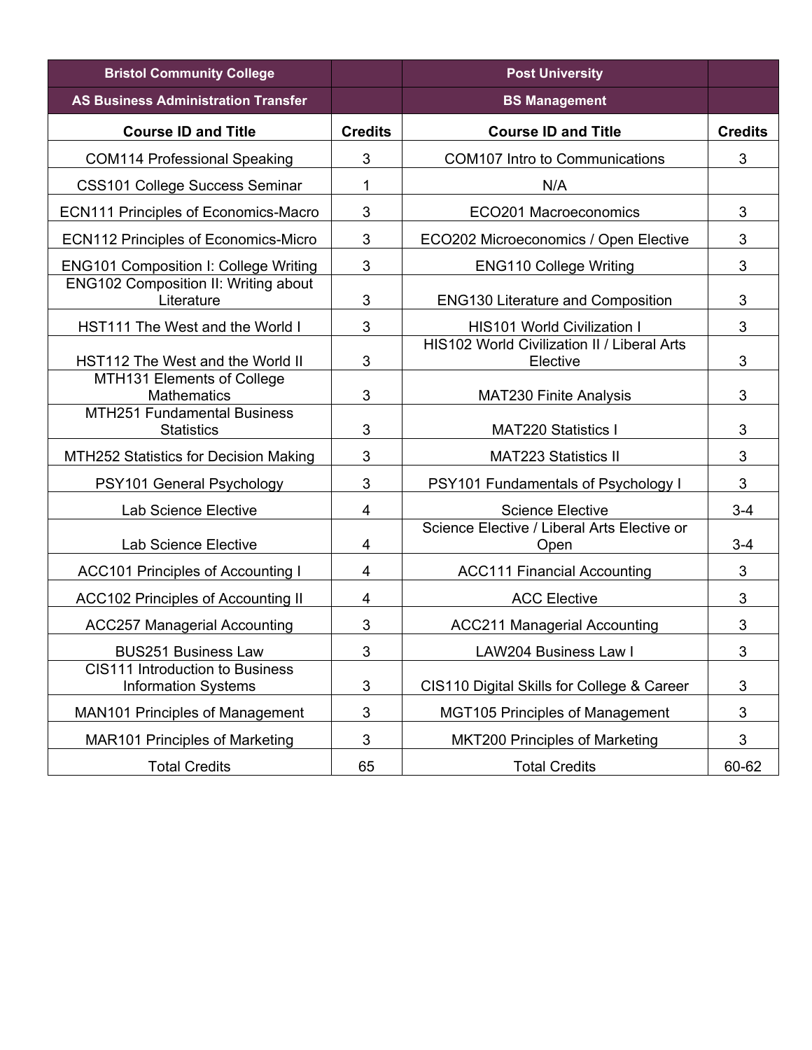| Bristol Community College | | Post University | |
|---|---|---|---|
| AS Business Administration Transfer | | BS Management | |
| **Course ID and Title** | **Credits** | **Course ID and Title** | **Credits** |
| COM114 Professional Speaking | 3 | COM107 Intro to Communications | 3 |
| CSS101 College Success Seminar | 1 | N/A | |
| ECN111 Principles of Economics-Macro | 3 | ECO201 Macroeconomics | 3 |
| ECN112 Principles of Economics-Micro | 3 | ECO202 Microeconomics / Open Elective | 3 |
| ENG101 Composition I: College Writing | 3 | ENG110 College Writing | 3 |
| ENG102 Composition II: Writing about Literature | 3 | ENG130 Literature and Composition | 3 |
| HST111 The West and the World I | 3 | HIS101 World Civilization I | 3 |
| HST112 The West and the World II | 3 | HIS102 World Civilization II / Liberal Arts Elective | 3 |
| MTH131 Elements of College Mathematics | 3 | MAT230 Finite Analysis | 3 |
| MTH251 Fundamental Business Statistics | 3 | MAT220 Statistics I | 3 |
| MTH252 Statistics for Decision Making | 3 | MAT223 Statistics II | 3 |
| PSY101 General Psychology | 3 | PSY101 Fundamentals of Psychology I | 3 |
| Lab Science Elective | 4 | Science Elective | 3-4 |
| Lab Science Elective | 4 | Science Elective / Liberal Arts Elective or Open | 3-4 |
| ACC101 Principles of Accounting I | 4 | ACC111 Financial Accounting | 3 |
| ACC102 Principles of Accounting II | 4 | ACC Elective | 3 |
| ACC257 Managerial Accounting | 3 | ACC211 Managerial Accounting | 3 |
| BUS251 Business Law | 3 | LAW204 Business Law I | 3 |
| CIS111 Introduction to Business Information Systems | 3 | CIS110 Digital Skills for College & Career | 3 |
| MAN101 Principles of Management | 3 | MGT105 Principles of Management | 3 |
| MAR101 Principles of Marketing | 3 | MKT200 Principles of Marketing | 3 |
| Total Credits | 65 | Total Credits | 60-62 |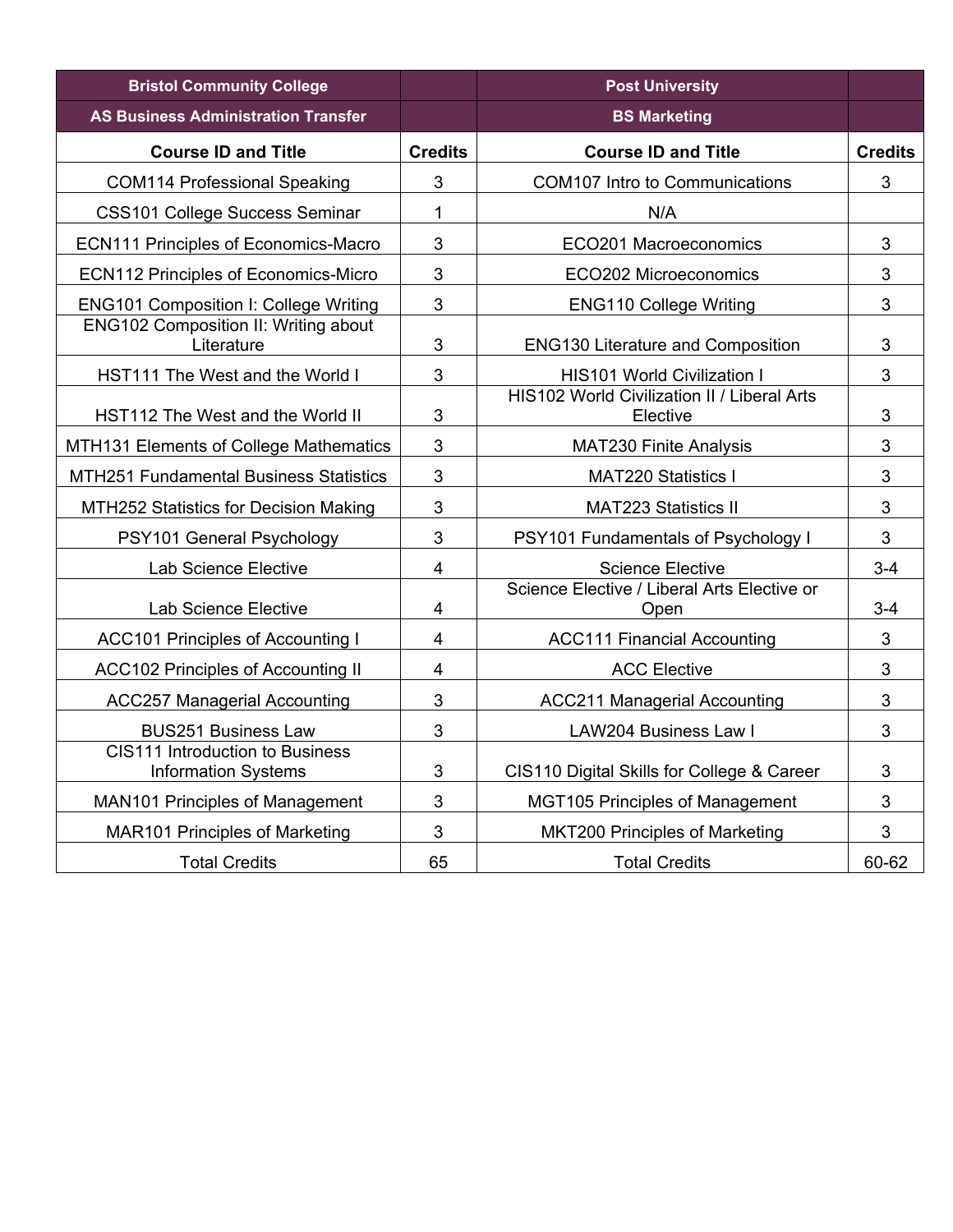| Bristol Community College | | Post University | |
|---|---|---|---|
| AS Business Administration Transfer | | BS Marketing | |
| **Course ID and Title** | **Credits** | **Course ID and Title** | **Credits** |
| COM114 Professional Speaking | 3 | COM107 Intro to Communications | 3 |
| CSS101 College Success Seminar | 1 | N/A | |
| ECN111 Principles of Economics-Macro | 3 | ECO201 Macroeconomics | 3 |
| ECN112 Principles of Economics-Micro | 3 | ECO202 Microeconomics | 3 |
| ENG101 Composition I: College Writing | 3 | ENG110 College Writing | 3 |
| ENG102 Composition II: Writing about Literature | 3 | ENG130 Literature and Composition | 3 |
| HST111 The West and the World I | 3 | HIS101 World Civilization I | 3 |
| HST112 The West and the World II | 3 | HIS102 World Civilization II / Liberal Arts Elective | 3 |
| MTH131 Elements of College Mathematics | 3 | MAT230 Finite Analysis | 3 |
| MTH251 Fundamental Business Statistics | 3 | MAT220 Statistics I | 3 |
| MTH252 Statistics for Decision Making | 3 | MAT223 Statistics II | 3 |
| PSY101 General Psychology | 3 | PSY101 Fundamentals of Psychology I | 3 |
| Lab Science Elective | 4 | Science Elective | 3-4 |
| Lab Science Elective | 4 | Science Elective / Liberal Arts Elective or Open | 3-4 |
| ACC101 Principles of Accounting I | 4 | ACC111 Financial Accounting | 3 |
| ACC102 Principles of Accounting II | 4 | ACC Elective | 3 |
| ACC257 Managerial Accounting | 3 | ACC211 Managerial Accounting | 3 |
| BUS251 Business Law | 3 | LAW204 Business Law I | 3 |
| CIS111 Introduction to Business Information Systems | 3 | CIS110 Digital Skills for College & Career | 3 |
| MAN101 Principles of Management | 3 | MGT105 Principles of Management | 3 |
| MAR101 Principles of Marketing | 3 | MKT200 Principles of Marketing | 3 |
| Total Credits | 65 | Total Credits | 60-62 |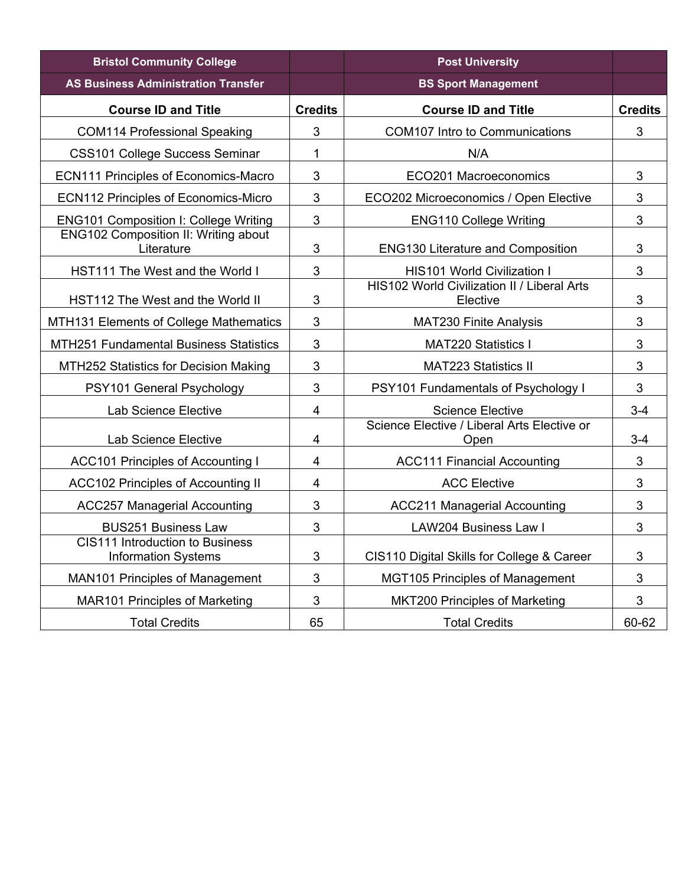| Bristol Community College | | Post University | |
|---|---|---|---|
| **AS Business Administration Transfer** | | **BS Sport Management** | |
| **Course ID and Title** | **Credits** | **Course ID and Title** | **Credits** |
| COM114 Professional Speaking | 3 | COM107 Intro to Communications | 3 |
| CSS101 College Success Seminar | 1 | N/A | |
| ECN111 Principles of Economics-Macro | 3 | ECO201 Macroeconomics | 3 |
| ECN112 Principles of Economics-Micro | 3 | ECO202 Microeconomics / Open Elective | 3 |
| ENG101 Composition I: College Writing | 3 | ENG110 College Writing | 3 |
| ENG102 Composition II: Writing about Literature | 3 | ENG130 Literature and Composition | 3 |
| HST111 The West and the World I | 3 | HIS101 World Civilization I | 3 |
| HST112 The West and the World II | 3 | HIS102 World Civilization II / Liberal Arts Elective | 3 |
| MTH131 Elements of College Mathematics | 3 | MAT230 Finite Analysis | 3 |
| MTH251 Fundamental Business Statistics | 3 | MAT220 Statistics I | 3 |
| MTH252 Statistics for Decision Making | 3 | MAT223 Statistics II | 3 |
| PSY101 General Psychology | 3 | PSY101 Fundamentals of Psychology I | 3 |
| Lab Science Elective | 4 | Science Elective | 3-4 |
| Lab Science Elective | 4 | Science Elective / Liberal Arts Elective or Open | 3-4 |
| ACC101 Principles of Accounting I | 4 | ACC111 Financial Accounting | 3 |
| ACC102 Principles of Accounting II | 4 | ACC Elective | 3 |
| ACC257 Managerial Accounting | 3 | ACC211 Managerial Accounting | 3 |
| BUS251 Business Law | 3 | LAW204 Business Law I | 3 |
| CIS111 Introduction to Business Information Systems | 3 | CIS110 Digital Skills for College & Career | 3 |
| MAN101 Principles of Management | 3 | MGT105 Principles of Management | 3 |
| MAR101 Principles of Marketing | 3 | MKT200 Principles of Marketing | 3 |
| Total Credits | 65 | Total Credits | 60-62 |